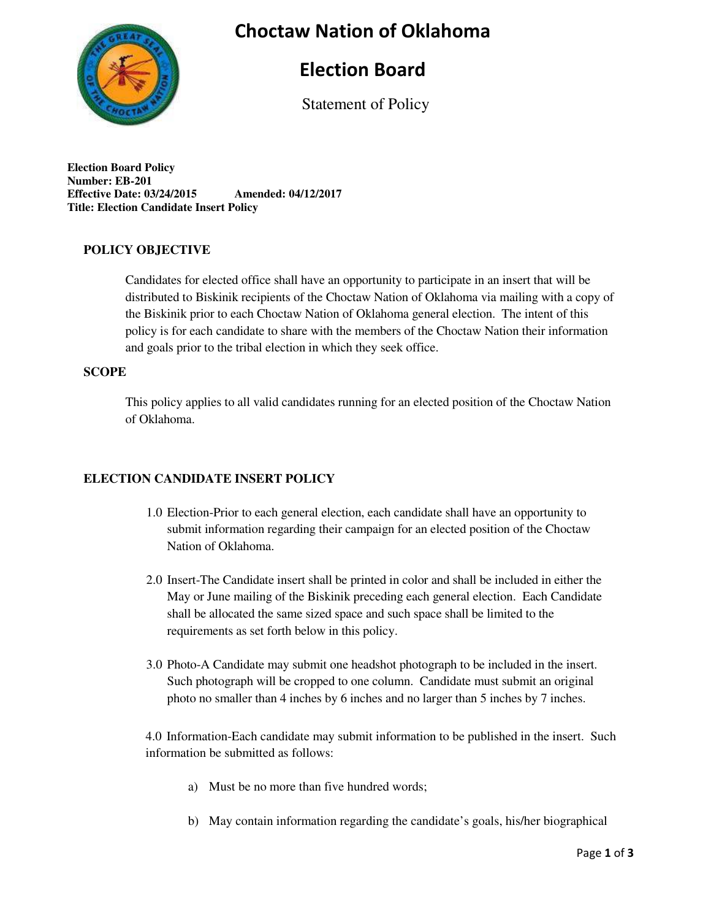# Choctaw Nation of Oklahoma

# Election Board

Statement of Policy

**Election Board Policy**
**Number: EB-201**
**Effective Date: 03/24/2015 Amended: 04/12/2017**
**Title: Election Candidate Insert Policy**

## POLICY OBJECTIVE

Candidates for elected office shall have an opportunity to participate in an insert that will be distributed to Biskinik recipients of the Choctaw Nation of Oklahoma via mailing with a copy of the Biskinik prior to each Choctaw Nation of Oklahoma general election. The intent of this policy is for each candidate to share with the members of the Choctaw Nation their information and goals prior to the tribal election in which they seek office.

## SCOPE

This policy applies to all valid candidates running for an elected position of the Choctaw Nation of Oklahoma.

## ELECTION CANDIDATE INSERT POLICY

1.0 Election-Prior to each general election, each candidate shall have an opportunity to submit information regarding their campaign for an elected position of the Choctaw Nation of Oklahoma.

2.0 Insert-The Candidate insert shall be printed in color and shall be included in either the May or June mailing of the Biskinik preceding each general election. Each Candidate shall be allocated the same sized space and such space shall be limited to the requirements as set forth below in this policy.

3.0 Photo-A Candidate may submit one headshot photograph to be included in the insert. Such photograph will be cropped to one column. Candidate must submit an original photo no smaller than 4 inches by 6 inches and no larger than 5 inches by 7 inches.

4.0 Information-Each candidate may submit information to be published in the insert. Such information be submitted as follows:

a) Must be no more than five hundred words;

b) May contain information regarding the candidate's goals, his/her biographical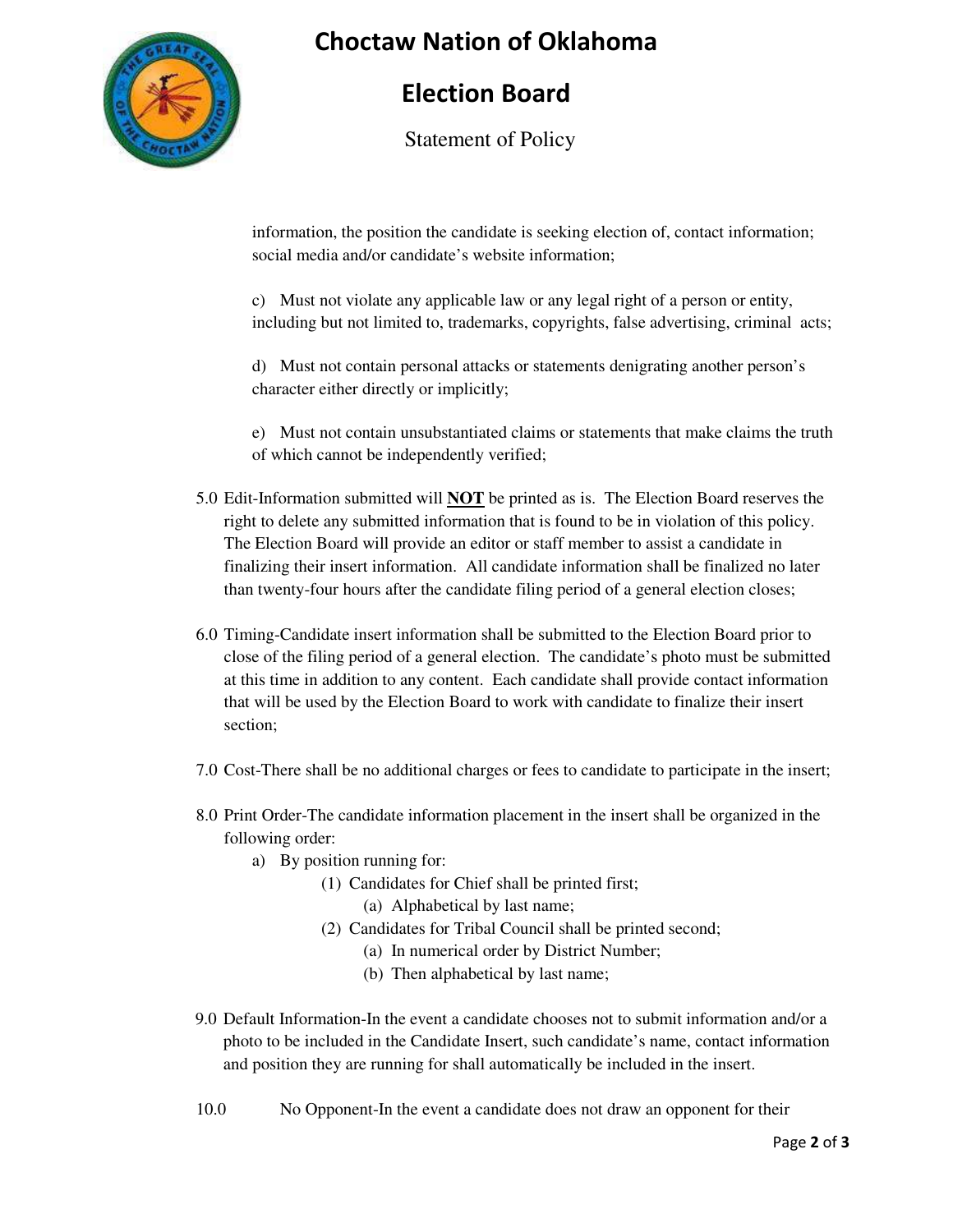information, the position the candidate is seeking election of, contact information; social media and/or candidate's website information;

c) Must not violate any applicable law or any legal right of a person or entity, including but not limited to, trademarks, copyrights, false advertising, criminal acts;

d) Must not contain personal attacks or statements denigrating another person's character either directly or implicitly;

e) Must not contain unsubstantiated claims or statements that make claims the truth of which cannot be independently verified;

5.0 Edit-Information submitted will **NOT** be printed as is. The Election Board reserves the right to delete any submitted information that is found to be in violation of this policy. The Election Board will provide an editor or staff member to assist a candidate in finalizing their insert information. All candidate information shall be finalized no later than twenty-four hours after the candidate filing period of a general election closes;

6.0 Timing-Candidate insert information shall be submitted to the Election Board prior to close of the filing period of a general election. The candidate's photo must be submitted at this time in addition to any content. Each candidate shall provide contact information that will be used by the Election Board to work with candidate to finalize their insert section;

7.0 Cost-There shall be no additional charges or fees to candidate to participate in the insert;

8.0 Print Order-The candidate information placement in the insert shall be organized in the following order:

- a) By position running for:
  - (1) Candidates for Chief shall be printed first;
    - (a) Alphabetical by last name;
  - (2) Candidates for Tribal Council shall be printed second;
    - (a) In numerical order by District Number;
    - (b) Then alphabetical by last name;

9.0 Default Information-In the event a candidate chooses not to submit information and/or a photo to be included in the Candidate Insert, such candidate's name, contact information and position they are running for shall automatically be included in the insert.

10.0 No Opponent-In the event a candidate does not draw an opponent for their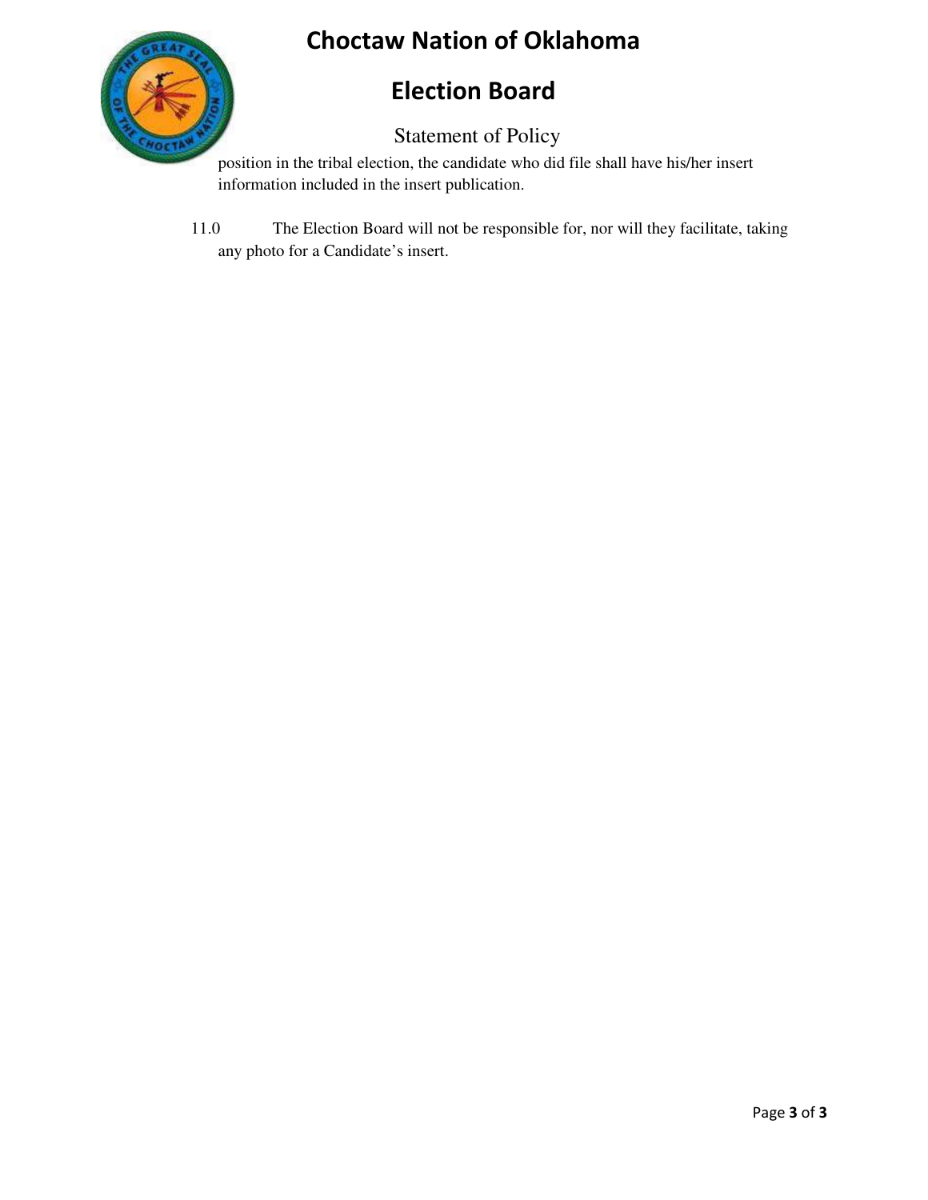position in the tribal election, the candidate who did file shall have his/her insert information included in the insert publication.

11.0 The Election Board will not be responsible for, nor will they facilitate, taking any photo for a Candidate's insert.